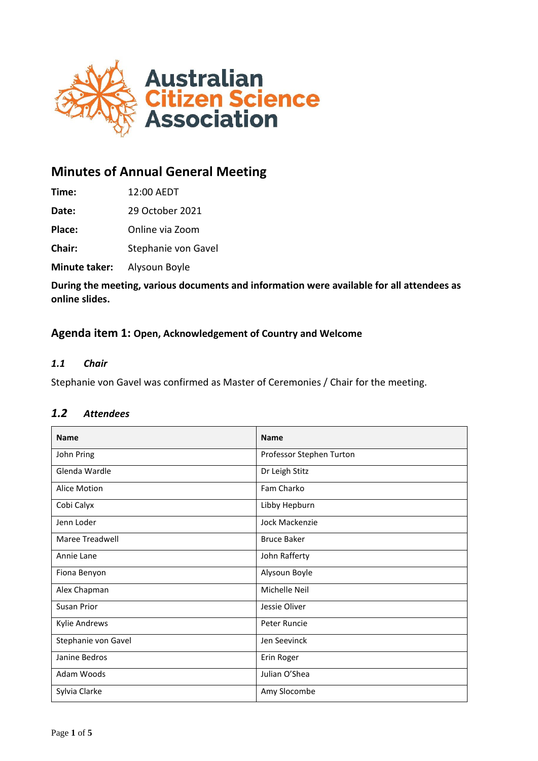# Minutes of Annual General Meeting

**Time:** 12:00 AEDT

**Date:** 29 October 2021

**Place:** Online via Zoom

**Chair:** Stephanie von Gavel

**Minute taker:** Alysoun Boyle

**During the meeting, various documents and information were available for all attendees as online slides.**

## Agenda item 1: Open, Acknowledgement of Country and Welcome

### *1.1 Chair*

Stephanie von Gavel was confirmed as Master of Ceremonies / Chair for the meeting.

### *1.2 Attendees*

| Name | Name |
|---|---|
| John Pring | Professor Stephen Turton |
| Glenda Wardle | Dr Leigh Stitz |
| Alice Motion | Fam Charko |
| Cobi Calyx | Libby Hepburn |
| Jenn Loder | Jock Mackenzie |
| Maree Treadwell | Bruce Baker |
| Annie Lane | John Rafferty |
| Fiona Benyon | Alysoun Boyle |
| Alex Chapman | Michelle Neil |
| Susan Prior | Jessie Oliver |
| Kylie Andrews | Peter Runcie |
| Stephanie von Gavel | Jen Seevinck |
| Janine Bedros | Erin Roger |
| Adam Woods | Julian O'Shea |
| Sylvia Clarke | Amy Slocombe |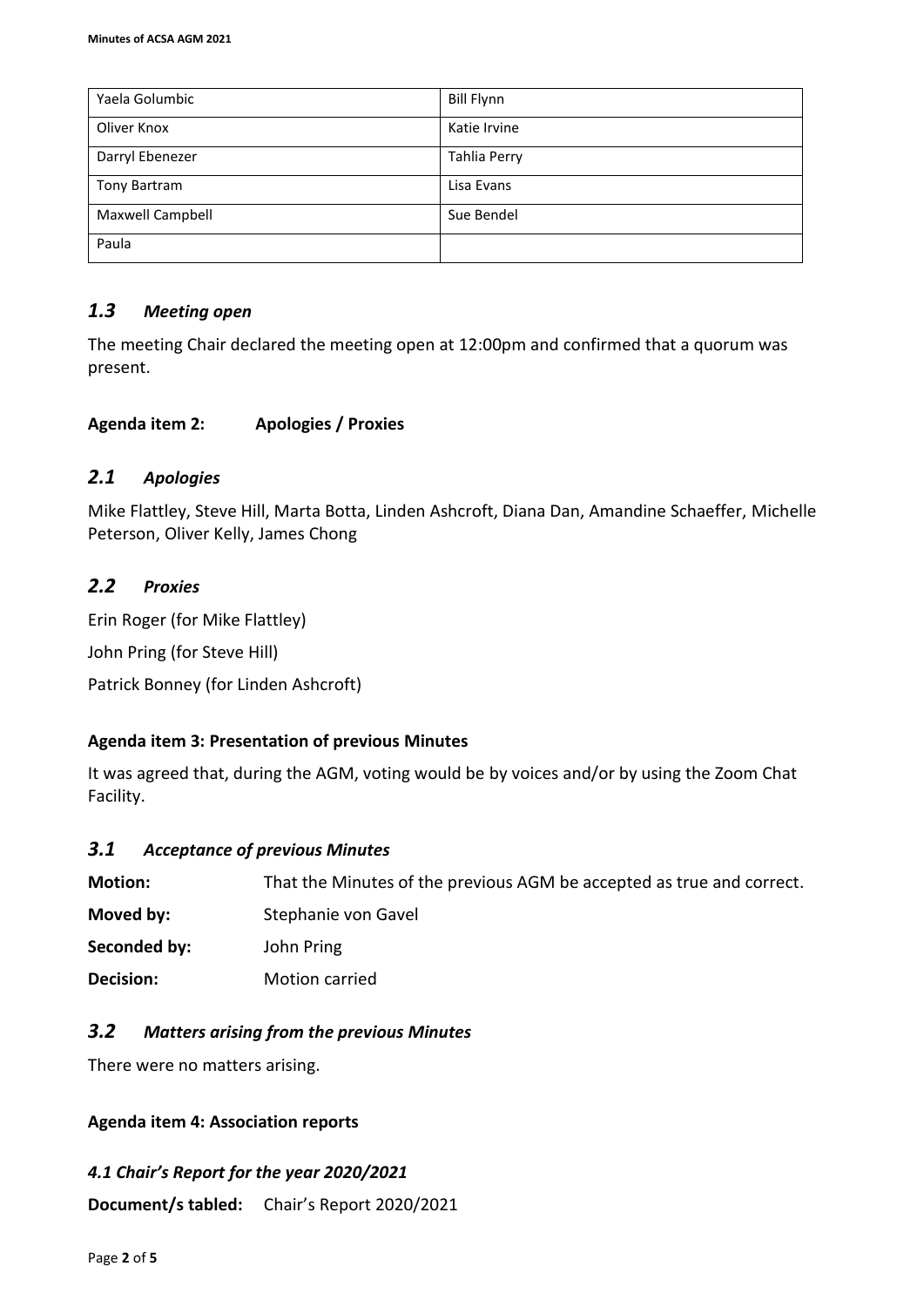| Yaela Golumbic | Bill Flynn |
|---|---|
| Oliver Knox | Katie Irvine |
| Darryl Ebenezer | Tahlia Perry |
| Tony Bartram | Lisa Evans |
| Maxwell Campbell | Sue Bendel |
| Paula | |

## *1.3 Meeting open*

The meeting Chair declared the meeting open at 12:00pm and confirmed that a quorum was present.

**Agenda item 2: Apologies / Proxies**

## *2.1 Apologies*

Mike Flattley, Steve Hill, Marta Botta, Linden Ashcroft, Diana Dan, Amandine Schaeffer, Michelle Peterson, Oliver Kelly, James Chong

## *2.2 Proxies*

Erin Roger (for Mike Flattley)

John Pring (for Steve Hill)

Patrick Bonney (for Linden Ashcroft)

**Agenda item 3: Presentation of previous Minutes**

It was agreed that, during the AGM, voting would be by voices and/or by using the Zoom Chat Facility.

## *3.1 Acceptance of previous Minutes*

**Motion:** That the Minutes of the previous AGM be accepted as true and correct.

**Moved by:** Stephanie von Gavel

**Seconded by:** John Pring

**Decision:** Motion carried

## *3.2 Matters arising from the previous Minutes*

There were no matters arising.

**Agenda item 4: Association reports**

### *4.1 Chair's Report for the year 2020/2021*

**Document/s tabled:** Chair's Report 2020/2021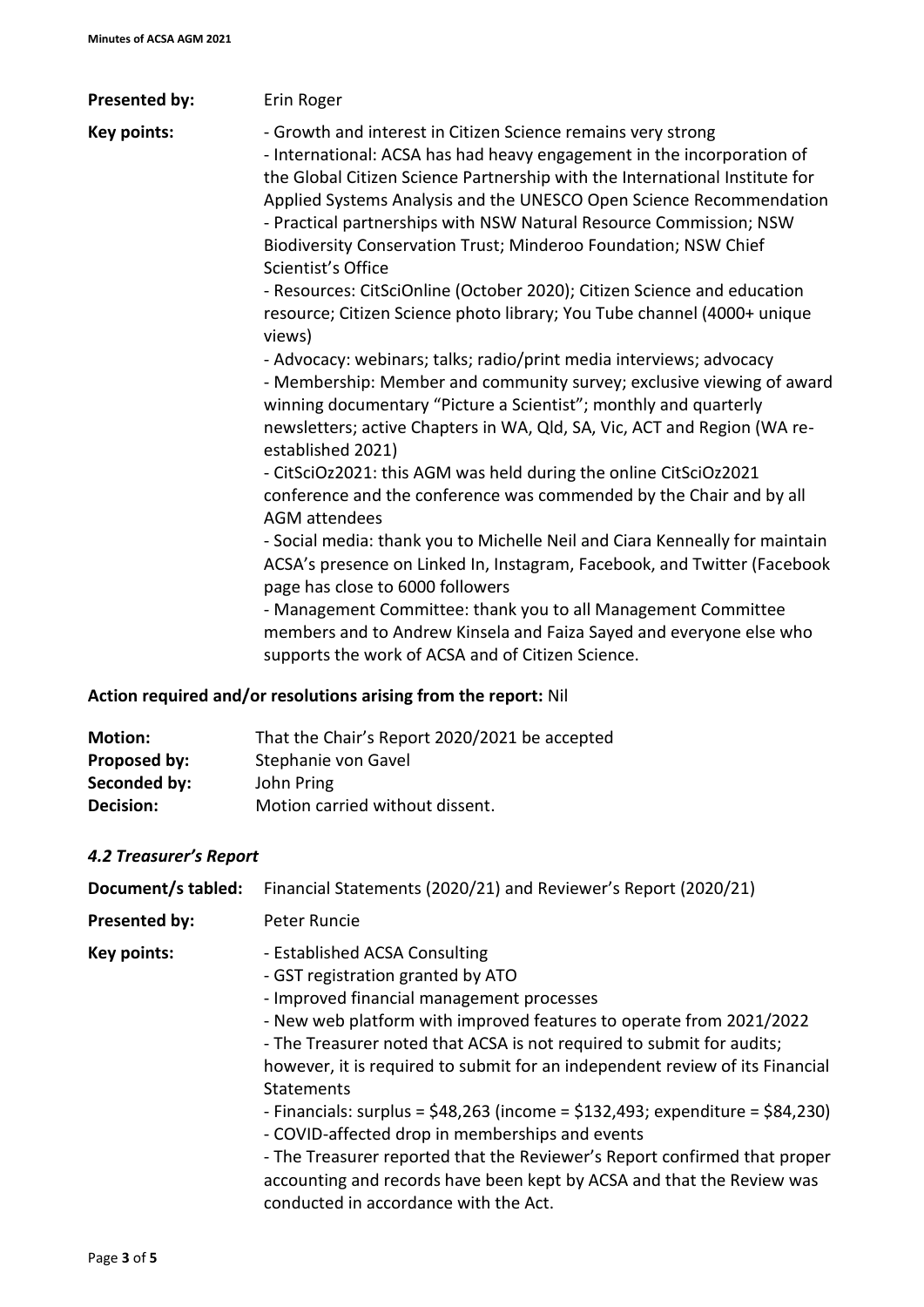**Presented by:** Erin Roger

**Key points:**

- Growth and interest in Citizen Science remains very strong
- International: ACSA has had heavy engagement in the incorporation of the Global Citizen Science Partnership with the International Institute for Applied Systems Analysis and the UNESCO Open Science Recommendation
- Practical partnerships with NSW Natural Resource Commission; NSW Biodiversity Conservation Trust; Minderoo Foundation; NSW Chief Scientist's Office
- Resources: CitSciOnline (October 2020); Citizen Science and education resource; Citizen Science photo library; You Tube channel (4000+ unique views)
- Advocacy: webinars; talks; radio/print media interviews; advocacy
- Membership: Member and community survey; exclusive viewing of award winning documentary "Picture a Scientist"; monthly and quarterly newsletters; active Chapters in WA, Qld, SA, Vic, ACT and Region (WA re-established 2021)
- CitSciOz2021: this AGM was held during the online CitSciOz2021 conference and the conference was commended by the Chair and by all AGM attendees
- Social media: thank you to Michelle Neil and Ciara Kenneally for maintain ACSA's presence on Linked In, Instagram, Facebook, and Twitter (Facebook page has close to 6000 followers
- Management Committee: thank you to all Management Committee members and to Andrew Kinsela and Faiza Sayed and everyone else who supports the work of ACSA and of Citizen Science.

**Action required and/or resolutions arising from the report:** Nil

**Motion:** That the Chair's Report 2020/2021 be accepted
**Proposed by:** Stephanie von Gavel
**Seconded by:** John Pring
**Decision:** Motion carried without dissent.

### *4.2 Treasurer's Report*

**Document/s tabled:** Financial Statements (2020/21) and Reviewer's Report (2020/21)

**Presented by:** Peter Runcie

**Key points:**

- Established ACSA Consulting
- GST registration granted by ATO
- Improved financial management processes
- New web platform with improved features to operate from 2021/2022
- The Treasurer noted that ACSA is not required to submit for audits; however, it is required to submit for an independent review of its Financial Statements
- Financials: surplus = $48,263 (income = $132,493; expenditure = $84,230)
- COVID-affected drop in memberships and events
- The Treasurer reported that the Reviewer's Report confirmed that proper accounting and records have been kept by ACSA and that the Review was conducted in accordance with the Act.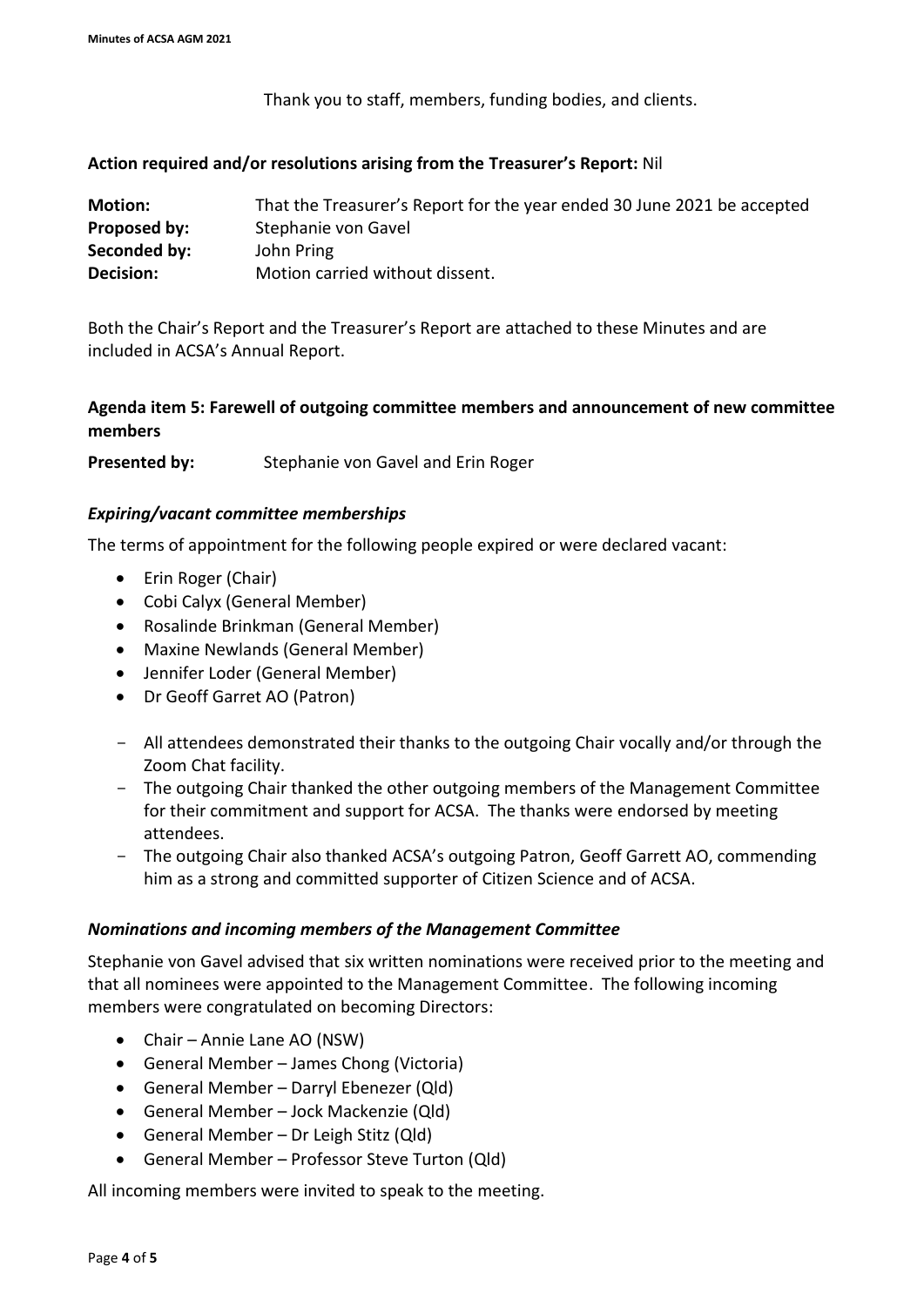Thank you to staff, members, funding bodies, and clients.

**Action required and/or resolutions arising from the Treasurer's Report:** Nil

| | |
|---|---|
| **Motion:** | That the Treasurer's Report for the year ended 30 June 2021 be accepted |
| **Proposed by:** | Stephanie von Gavel |
| **Seconded by:** | John Pring |
| **Decision:** | Motion carried without dissent. |

Both the Chair's Report and the Treasurer's Report are attached to these Minutes and are included in ACSA's Annual Report.

### Agenda item 5: Farewell of outgoing committee members and announcement of new committee members

**Presented by:** Stephanie von Gavel and Erin Roger

#### *Expiring/vacant committee memberships*

The terms of appointment for the following people expired or were declared vacant:

- Erin Roger (Chair)
- Cobi Calyx (General Member)
- Rosalinde Brinkman (General Member)
- Maxine Newlands (General Member)
- Jennifer Loder (General Member)
- Dr Geoff Garret AO (Patron)

- All attendees demonstrated their thanks to the outgoing Chair vocally and/or through the Zoom Chat facility.
- The outgoing Chair thanked the other outgoing members of the Management Committee for their commitment and support for ACSA. The thanks were endorsed by meeting attendees.
- The outgoing Chair also thanked ACSA's outgoing Patron, Geoff Garrett AO, commending him as a strong and committed supporter of Citizen Science and of ACSA.

#### *Nominations and incoming members of the Management Committee*

Stephanie von Gavel advised that six written nominations were received prior to the meeting and that all nominees were appointed to the Management Committee. The following incoming members were congratulated on becoming Directors:

- Chair – Annie Lane AO (NSW)
- General Member – James Chong (Victoria)
- General Member – Darryl Ebenezer (Qld)
- General Member – Jock Mackenzie (Qld)
- General Member – Dr Leigh Stitz (Qld)
- General Member – Professor Steve Turton (Qld)

All incoming members were invited to speak to the meeting.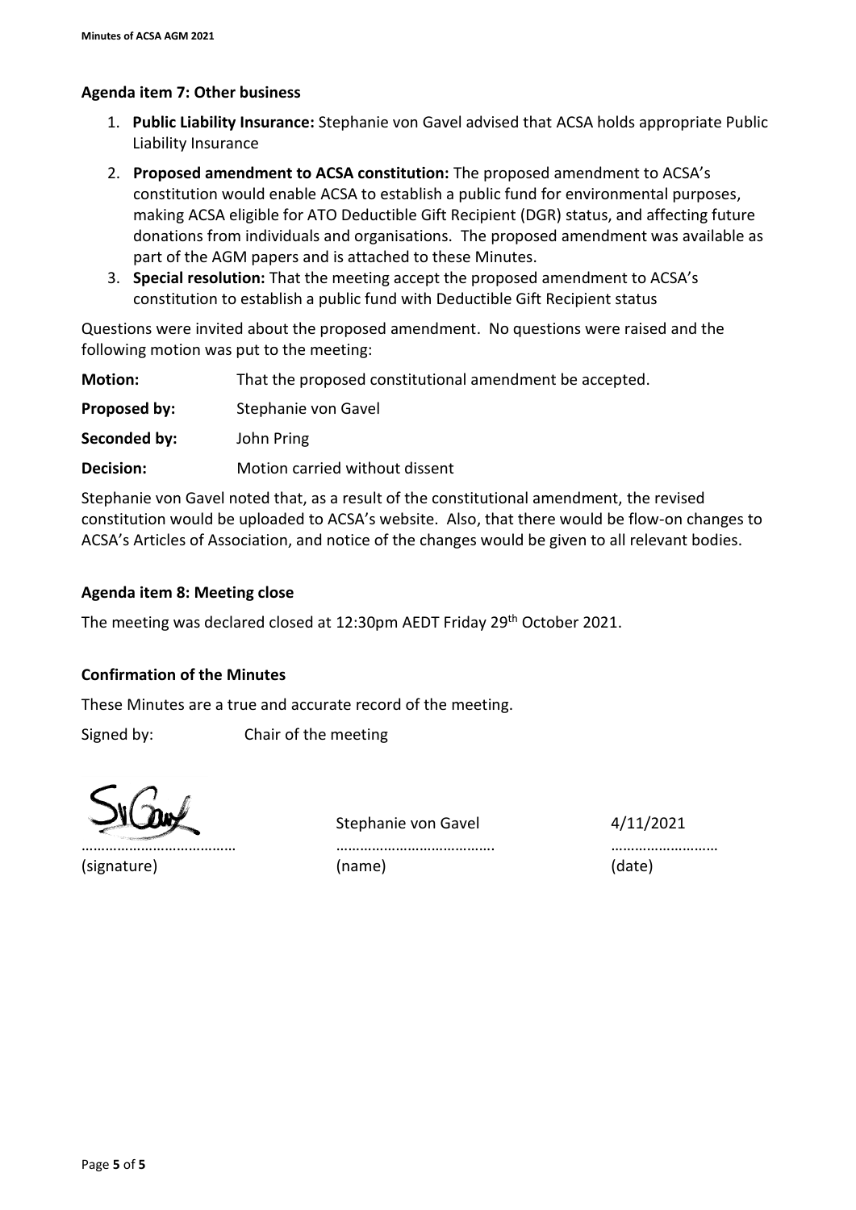**Agenda item 7: Other business**

1. **Public Liability Insurance:** Stephanie von Gavel advised that ACSA holds appropriate Public Liability Insurance
2. **Proposed amendment to ACSA constitution:** The proposed amendment to ACSA's constitution would enable ACSA to establish a public fund for environmental purposes, making ACSA eligible for ATO Deductible Gift Recipient (DGR) status, and affecting future donations from individuals and organisations. The proposed amendment was available as part of the AGM papers and is attached to these Minutes.
3. **Special resolution:** That the meeting accept the proposed amendment to ACSA's constitution to establish a public fund with Deductible Gift Recipient status

Questions were invited about the proposed amendment. No questions were raised and the following motion was put to the meeting:

| | |
|---|---|
| **Motion:** | That the proposed constitutional amendment be accepted. |
| **Proposed by:** | Stephanie von Gavel |
| **Seconded by:** | John Pring |
| **Decision:** | Motion carried without dissent |

Stephanie von Gavel noted that, as a result of the constitutional amendment, the revised constitution would be uploaded to ACSA's website. Also, that there would be flow-on changes to ACSA's Articles of Association, and notice of the changes would be given to all relevant bodies.

**Agenda item 8: Meeting close**

The meeting was declared closed at 12:30pm AEDT Friday 29th October 2021.

**Confirmation of the Minutes**

These Minutes are a true and accurate record of the meeting.

Signed by: Chair of the meeting

| | | |
|---|---|---|
| [signature] | Stephanie von Gavel | 4/11/2021 |
| (signature) | (name) | (date) |